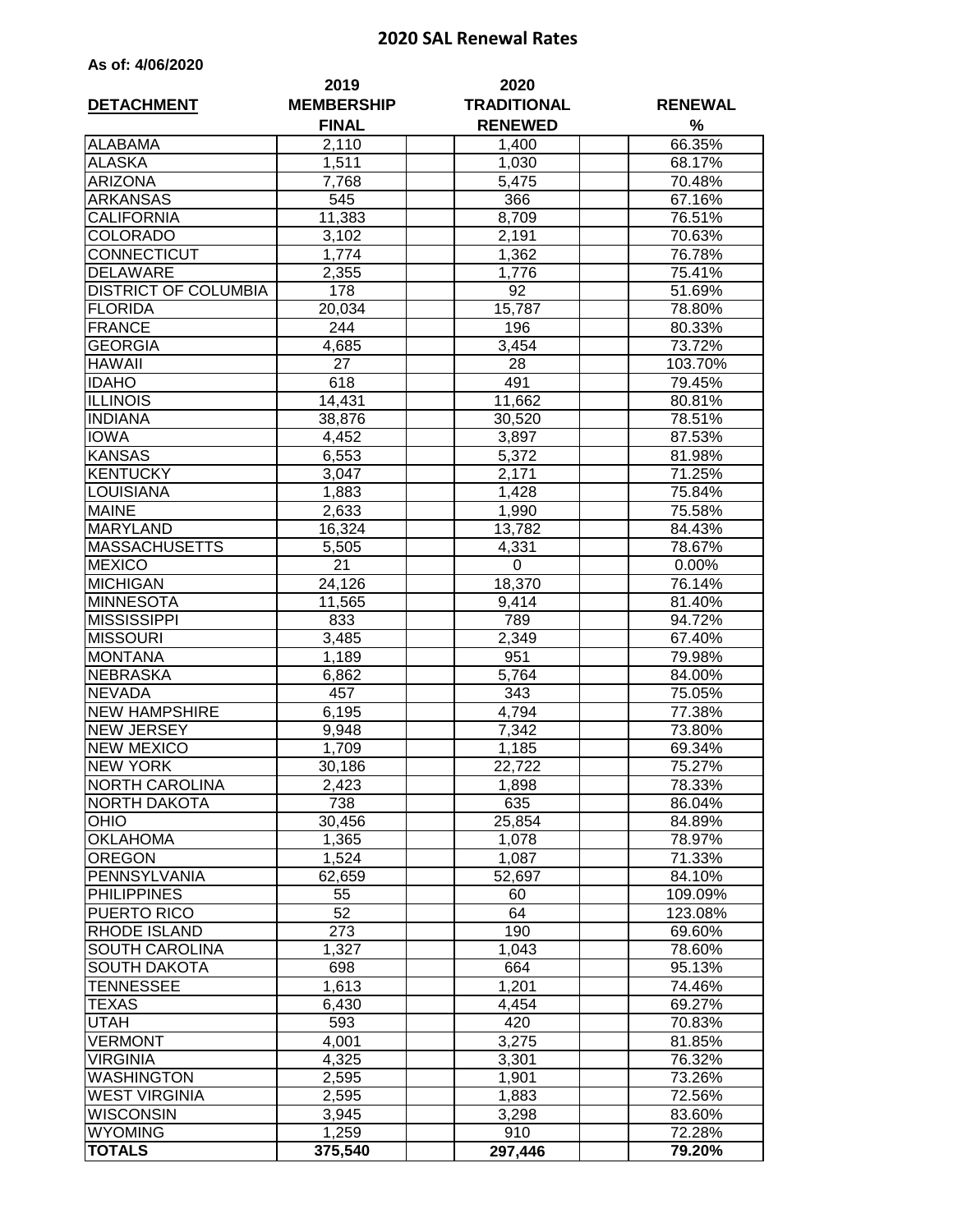# 2020 SAL Renewal Rates

**As of: 4/06/2020**

| DETACHMENT | 2019 MEMBERSHIP FINAL | 2020 TRADITIONAL RENEWED | RENEWAL % |
|---|---|---|---|
| ALABAMA | 2,110 | 1,400 | 66.35% |
| ALASKA | 1,511 | 1,030 | 68.17% |
| ARIZONA | 7,768 | 5,475 | 70.48% |
| ARKANSAS | 545 | 366 | 67.16% |
| CALIFORNIA | 11,383 | 8,709 | 76.51% |
| COLORADO | 3,102 | 2,191 | 70.63% |
| CONNECTICUT | 1,774 | 1,362 | 76.78% |
| DELAWARE | 2,355 | 1,776 | 75.41% |
| DISTRICT OF COLUMBIA | 178 | 92 | 51.69% |
| FLORIDA | 20,034 | 15,787 | 78.80% |
| FRANCE | 244 | 196 | 80.33% |
| GEORGIA | 4,685 | 3,454 | 73.72% |
| HAWAII | 27 | 28 | 103.70% |
| IDAHO | 618 | 491 | 79.45% |
| ILLINOIS | 14,431 | 11,662 | 80.81% |
| INDIANA | 38,876 | 30,520 | 78.51% |
| IOWA | 4,452 | 3,897 | 87.53% |
| KANSAS | 6,553 | 5,372 | 81.98% |
| KENTUCKY | 3,047 | 2,171 | 71.25% |
| LOUISIANA | 1,883 | 1,428 | 75.84% |
| MAINE | 2,633 | 1,990 | 75.58% |
| MARYLAND | 16,324 | 13,782 | 84.43% |
| MASSACHUSETTS | 5,505 | 4,331 | 78.67% |
| MEXICO | 21 | 0 | 0.00% |
| MICHIGAN | 24,126 | 18,370 | 76.14% |
| MINNESOTA | 11,565 | 9,414 | 81.40% |
| MISSISSIPPI | 833 | 789 | 94.72% |
| MISSOURI | 3,485 | 2,349 | 67.40% |
| MONTANA | 1,189 | 951 | 79.98% |
| NEBRASKA | 6,862 | 5,764 | 84.00% |
| NEVADA | 457 | 343 | 75.05% |
| NEW HAMPSHIRE | 6,195 | 4,794 | 77.38% |
| NEW JERSEY | 9,948 | 7,342 | 73.80% |
| NEW MEXICO | 1,709 | 1,185 | 69.34% |
| NEW YORK | 30,186 | 22,722 | 75.27% |
| NORTH CAROLINA | 2,423 | 1,898 | 78.33% |
| NORTH DAKOTA | 738 | 635 | 86.04% |
| OHIO | 30,456 | 25,854 | 84.89% |
| OKLAHOMA | 1,365 | 1,078 | 78.97% |
| OREGON | 1,524 | 1,087 | 71.33% |
| PENNSYLVANIA | 62,659 | 52,697 | 84.10% |
| PHILIPPINES | 55 | 60 | 109.09% |
| PUERTO RICO | 52 | 64 | 123.08% |
| RHODE ISLAND | 273 | 190 | 69.60% |
| SOUTH CAROLINA | 1,327 | 1,043 | 78.60% |
| SOUTH DAKOTA | 698 | 664 | 95.13% |
| TENNESSEE | 1,613 | 1,201 | 74.46% |
| TEXAS | 6,430 | 4,454 | 69.27% |
| UTAH | 593 | 420 | 70.83% |
| VERMONT | 4,001 | 3,275 | 81.85% |
| VIRGINIA | 4,325 | 3,301 | 76.32% |
| WASHINGTON | 2,595 | 1,901 | 73.26% |
| WEST VIRGINIA | 2,595 | 1,883 | 72.56% |
| WISCONSIN | 3,945 | 3,298 | 83.60% |
| WYOMING | 1,259 | 910 | 72.28% |
| **TOTALS** | **375,540** | **297,446** | **79.20%** |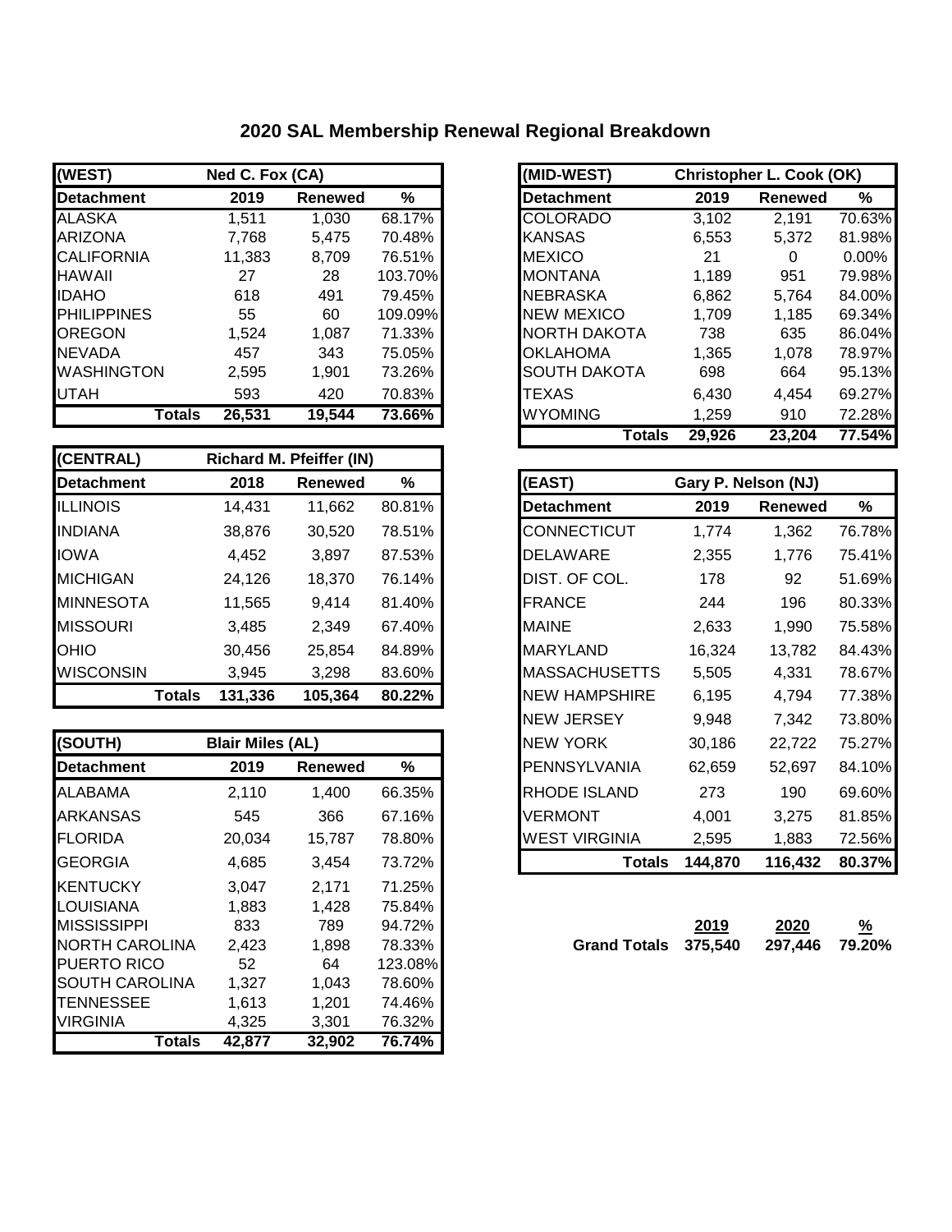# 2020 SAL Membership Renewal Regional Breakdown

| (WEST) | Ned C. Fox (CA) | | |
|---|---|---|---|
| **Detachment** | **2019** | **Renewed** | **%** |
| ALASKA | 1,511 | 1,030 | 68.17% |
| ARIZONA | 7,768 | 5,475 | 70.48% |
| CALIFORNIA | 11,383 | 8,709 | 76.51% |
| HAWAII | 27 | 28 | 103.70% |
| IDAHO | 618 | 491 | 79.45% |
| PHILIPPINES | 55 | 60 | 109.09% |
| OREGON | 1,524 | 1,087 | 71.33% |
| NEVADA | 457 | 343 | 75.05% |
| WASHINGTON | 2,595 | 1,901 | 73.26% |
| UTAH | 593 | 420 | 70.83% |
| **Totals** | **26,531** | **19,544** | **73.66%** |

| (MID-WEST) | Christopher L. Cook (OK) | | |
|---|---|---|---|
| **Detachment** | **2019** | **Renewed** | **%** |
| COLORADO | 3,102 | 2,191 | 70.63% |
| KANSAS | 6,553 | 5,372 | 81.98% |
| MEXICO | 21 | 0 | 0.00% |
| MONTANA | 1,189 | 951 | 79.98% |
| NEBRASKA | 6,862 | 5,764 | 84.00% |
| NEW MEXICO | 1,709 | 1,185 | 69.34% |
| NORTH DAKOTA | 738 | 635 | 86.04% |
| OKLAHOMA | 1,365 | 1,078 | 78.97% |
| SOUTH DAKOTA | 698 | 664 | 95.13% |
| TEXAS | 6,430 | 4,454 | 69.27% |
| WYOMING | 1,259 | 910 | 72.28% |
| **Totals** | **29,926** | **23,204** | **77.54%** |

| (CENTRAL) | Richard M. Pfeiffer (IN) | | |
|---|---|---|---|
| **Detachment** | **2018** | **Renewed** | **%** |
| ILLINOIS | 14,431 | 11,662 | 80.81% |
| INDIANA | 38,876 | 30,520 | 78.51% |
| IOWA | 4,452 | 3,897 | 87.53% |
| MICHIGAN | 24,126 | 18,370 | 76.14% |
| MINNESOTA | 11,565 | 9,414 | 81.40% |
| MISSOURI | 3,485 | 2,349 | 67.40% |
| OHIO | 30,456 | 25,854 | 84.89% |
| WISCONSIN | 3,945 | 3,298 | 83.60% |
| **Totals** | **131,336** | **105,364** | **80.22%** |

| (EAST) | Gary P. Nelson (NJ) | | |
|---|---|---|---|
| **Detachment** | **2019** | **Renewed** | **%** |
| CONNECTICUT | 1,774 | 1,362 | 76.78% |
| DELAWARE | 2,355 | 1,776 | 75.41% |
| DIST. OF COL. | 178 | 92 | 51.69% |
| FRANCE | 244 | 196 | 80.33% |
| MAINE | 2,633 | 1,990 | 75.58% |
| MARYLAND | 16,324 | 13,782 | 84.43% |
| MASSACHUSETTS | 5,505 | 4,331 | 78.67% |
| NEW HAMPSHIRE | 6,195 | 4,794 | 77.38% |
| NEW JERSEY | 9,948 | 7,342 | 73.80% |
| NEW YORK | 30,186 | 22,722 | 75.27% |
| PENNSYLVANIA | 62,659 | 52,697 | 84.10% |
| RHODE ISLAND | 273 | 190 | 69.60% |
| VERMONT | 4,001 | 3,275 | 81.85% |
| WEST VIRGINIA | 2,595 | 1,883 | 72.56% |
| **Totals** | **144,870** | **116,432** | **80.37%** |

| (SOUTH) | Blair Miles (AL) | | |
|---|---|---|---|
| **Detachment** | **2019** | **Renewed** | **%** |
| ALABAMA | 2,110 | 1,400 | 66.35% |
| ARKANSAS | 545 | 366 | 67.16% |
| FLORIDA | 20,034 | 15,787 | 78.80% |
| GEORGIA | 4,685 | 3,454 | 73.72% |
| KENTUCKY | 3,047 | 2,171 | 71.25% |
| LOUISIANA | 1,883 | 1,428 | 75.84% |
| MISSISSIPPI | 833 | 789 | 94.72% |
| NORTH CAROLINA | 2,423 | 1,898 | 78.33% |
| PUERTO RICO | 52 | 64 | 123.08% |
| SOUTH CAROLINA | 1,327 | 1,043 | 78.60% |
| TENNESSEE | 1,613 | 1,201 | 74.46% |
| VIRGINIA | 4,325 | 3,301 | 76.32% |
| **Totals** | **42,877** | **32,902** | **76.74%** |

| | 2019 | 2020 | % |
|---|---|---|---|
| **Grand Totals** | **375,540** | **297,446** | **79.20%** |